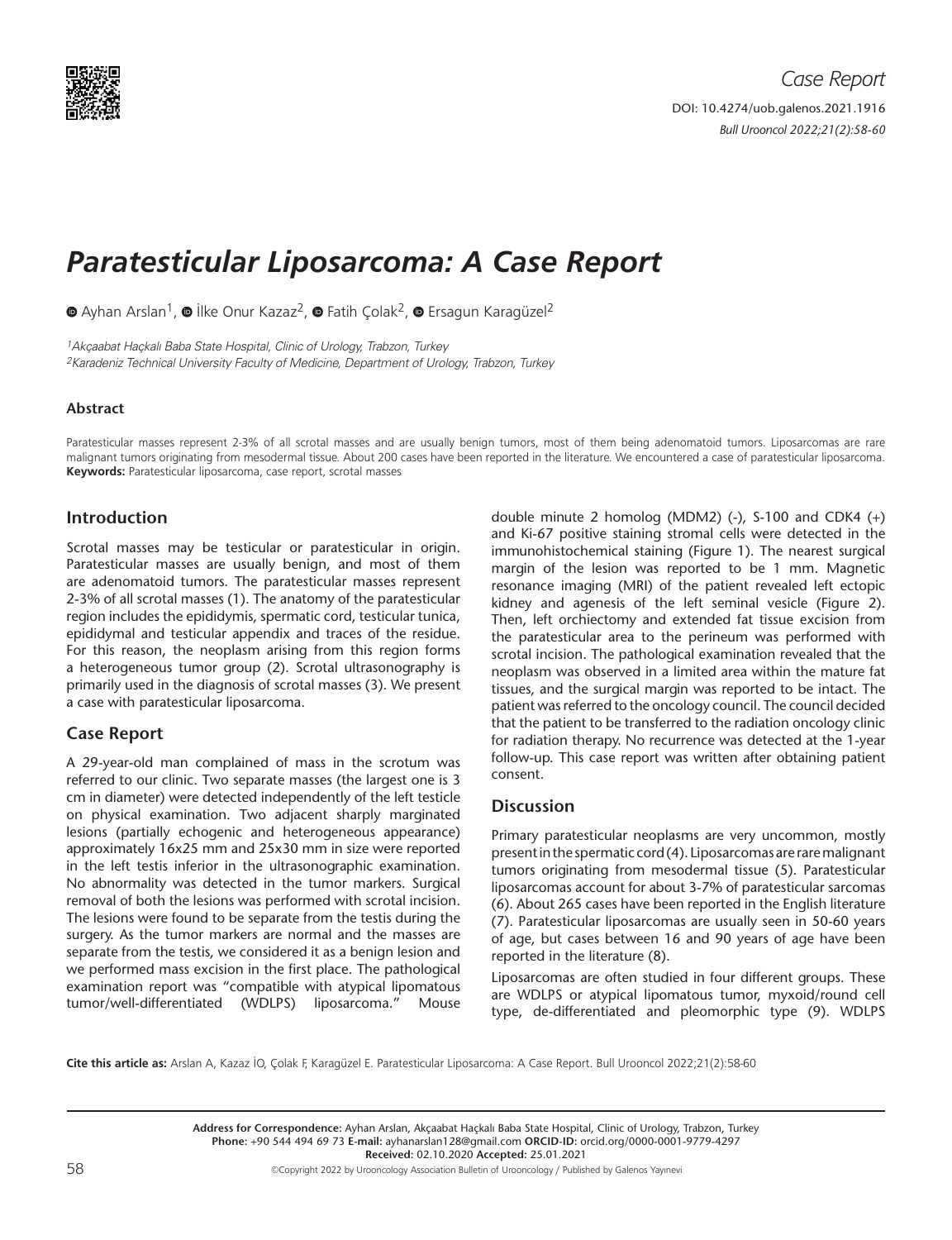Case Report

DOI: 10.4274/uob.galenos.2021.1916

# Paratesticular Liposarcoma: A Case Report

Ayhan Arslan[1], İlke Onur Kazaz[2], Fatih Çolak[2], Ersagun Karagüzel[2]

[1]Akçaabat Haçkalı Baba State Hospital, Clinic of Urology, Trabzon, Turkey
[2]Karadeniz Technical University Faculty of Medicine, Department of Urology, Trabzon, Turkey

### Abstract

Paratesticular masses represent 2-3% of all scrotal masses and are usually benign tumors, most of them being adenomatoid tumors. Liposarcomas are rare malignant tumors originating from mesodermal tissue. About 200 cases have been reported in the literature. We encountered a case of paratesticular liposarcoma.

**Keywords:** Paratesticular liposarcoma, case report, scrotal masses

## Introduction

Scrotal masses may be testicular or paratesticular in origin. Paratesticular masses are usually benign, and most of them are adenomatoid tumors. The paratesticular masses represent 2-3% of all scrotal masses (1). The anatomy of the paratesticular region includes the epididymis, spermatic cord, testicular tunica, epididymal and testicular appendix and traces of the residue. For this reason, the neoplasm arising from this region forms a heterogeneous tumor group (2). Scrotal ultrasonography is primarily used in the diagnosis of scrotal masses (3). We present a case with paratesticular liposarcoma.

## Case Report

A 29-year-old man complained of mass in the scrotum was referred to our clinic. Two separate masses (the largest one is 3 cm in diameter) were detected independently of the left testicle on physical examination. Two adjacent sharply marginated lesions (partially echogenic and heterogeneous appearance) approximately 16x25 mm and 25x30 mm in size were reported in the left testis inferior in the ultrasonographic examination. No abnormality was detected in the tumor markers. Surgical removal of both the lesions was performed with scrotal incision. The lesions were found to be separate from the testis during the surgery. As the tumor markers are normal and the masses are separate from the testis, we considered it as a benign lesion and we performed mass excision in the first place. The pathological examination report was "compatible with atypical lipomatous tumor/well-differentiated (WDLPS) liposarcoma." Mouse double minute 2 homolog (MDM2) (-), S-100 and CDK4 (+) and Ki-67 positive staining stromal cells were detected in the immunohistochemical staining (Figure 1). The nearest surgical margin of the lesion was reported to be 1 mm. Magnetic resonance imaging (MRI) of the patient revealed left ectopic kidney and agenesis of the left seminal vesicle (Figure 2). Then, left orchiectomy and extended fat tissue excision from the paratesticular area to the perineum was performed with scrotal incision. The pathological examination revealed that the neoplasm was observed in a limited area within the mature fat tissues, and the surgical margin was reported to be intact. The patient was referred to the oncology council. The council decided that the patient to be transferred to the radiation oncology clinic for radiation therapy. No recurrence was detected at the 1-year follow-up. This case report was written after obtaining patient consent.

## Discussion

Primary paratesticular neoplasms are very uncommon, mostly present in the spermatic cord (4). Liposarcomas are rare malignant tumors originating from mesodermal tissue (5). Paratesticular liposarcomas account for about 3-7% of paratesticular sarcomas (6). About 265 cases have been reported in the English literature (7). Paratesticular liposarcomas are usually seen in 50-60 years of age, but cases between 16 and 90 years of age have been reported in the literature (8).

Liposarcomas are often studied in four different groups. These are WDLPS or atypical lipomatous tumor, myxoid/round cell type, de-differentiated and pleomorphic type (9). WDLPS

**Cite this article as:** Arslan A, Kazaz İO, Çolak F, Karagüzel E. Paratesticular Liposarcoma: A Case Report. Bull Urooncol 2022;21(2):58-60

**Address for Correspondence:** Ayhan Arslan, Akçaabat Haçkalı Baba State Hospital, Clinic of Urology, Trabzon, Turkey
**Phone:** +90 544 494 69 73 **E-mail:** ayhanarslan128@gmail.com **ORCID-ID:** orcid.org/0000-0001-9779-4297
**Received:** 02.10.2020 **Accepted:** 25.01.2021

©Copyright 2022 by Urooncology Association Bulletin of Urooncology / Published by Galenos Yayınevi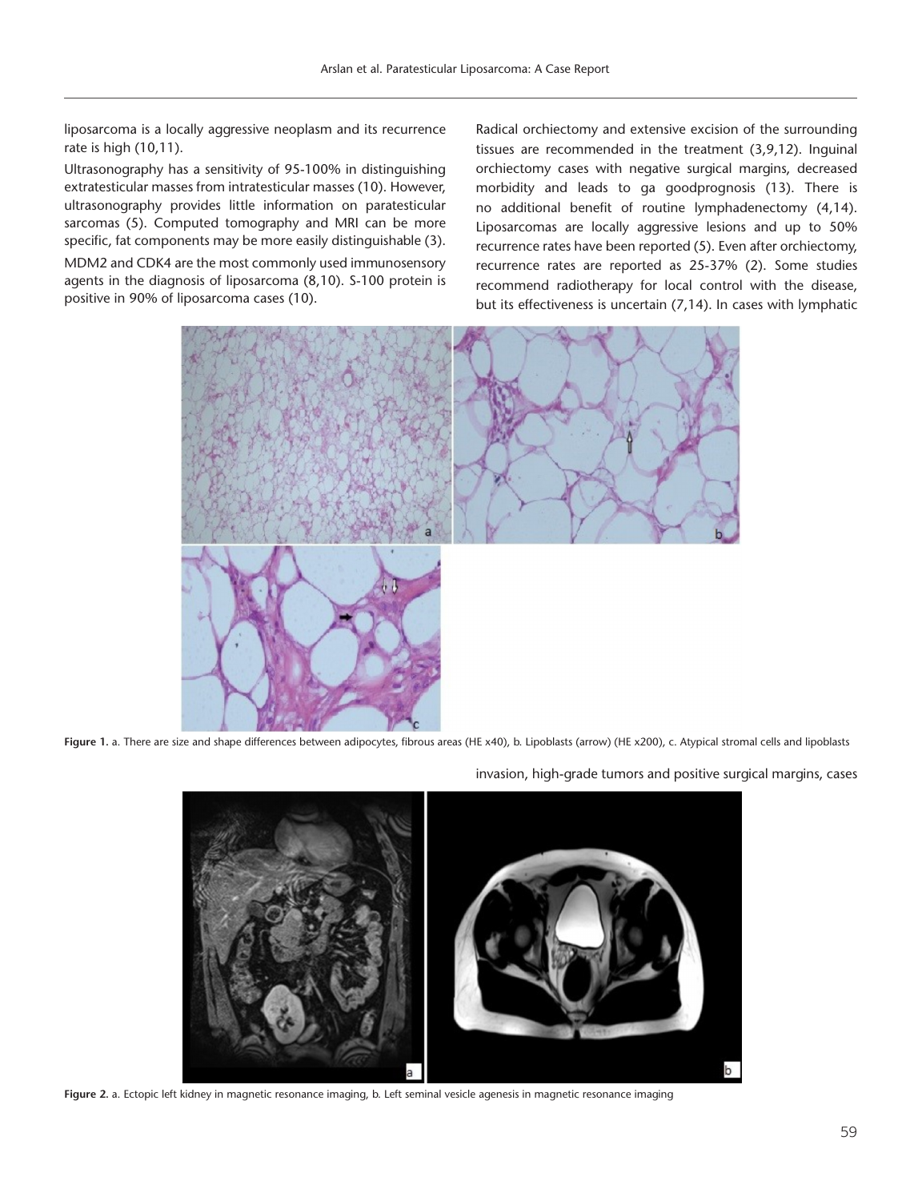liposarcoma is a locally aggressive neoplasm and its recurrence rate is high (10,11).

Ultrasonography has a sensitivity of 95-100% in distinguishing extratesticular masses from intratesticular masses (10). However, ultrasonography provides little information on paratesticular sarcomas (5). Computed tomography and MRI can be more specific, fat components may be more easily distinguishable (3).

MDM2 and CDK4 are the most commonly used immunosensory agents in the diagnosis of liposarcoma (8,10). S-100 protein is positive in 90% of liposarcoma cases (10).

Radical orchiectomy and extensive excision of the surrounding tissues are recommended in the treatment (3,9,12). Inguinal orchiectomy cases with negative surgical margins, decreased morbidity and leads to ga goodprognosis (13). There is no additional benefit of routine lymphadenectomy (4,14). Liposarcomas are locally aggressive lesions and up to 50% recurrence rates have been reported (5). Even after orchiectomy, recurrence rates are reported as 25-37% (2). Some studies recommend radiotherapy for local control with the disease, but its effectiveness is uncertain (7,14). In cases with lymphatic invasion, high-grade tumors and positive surgical margins, cases

**Figure 1.** a. There are size and shape differences between adipocytes, fibrous areas (HE x40), b. Lipoblasts (arrow) (HE x200), c. Atypical stromal cells and lipoblasts

**Figure 2.** a. Ectopic left kidney in magnetic resonance imaging, b. Left seminal vesicle agenesis in magnetic resonance imaging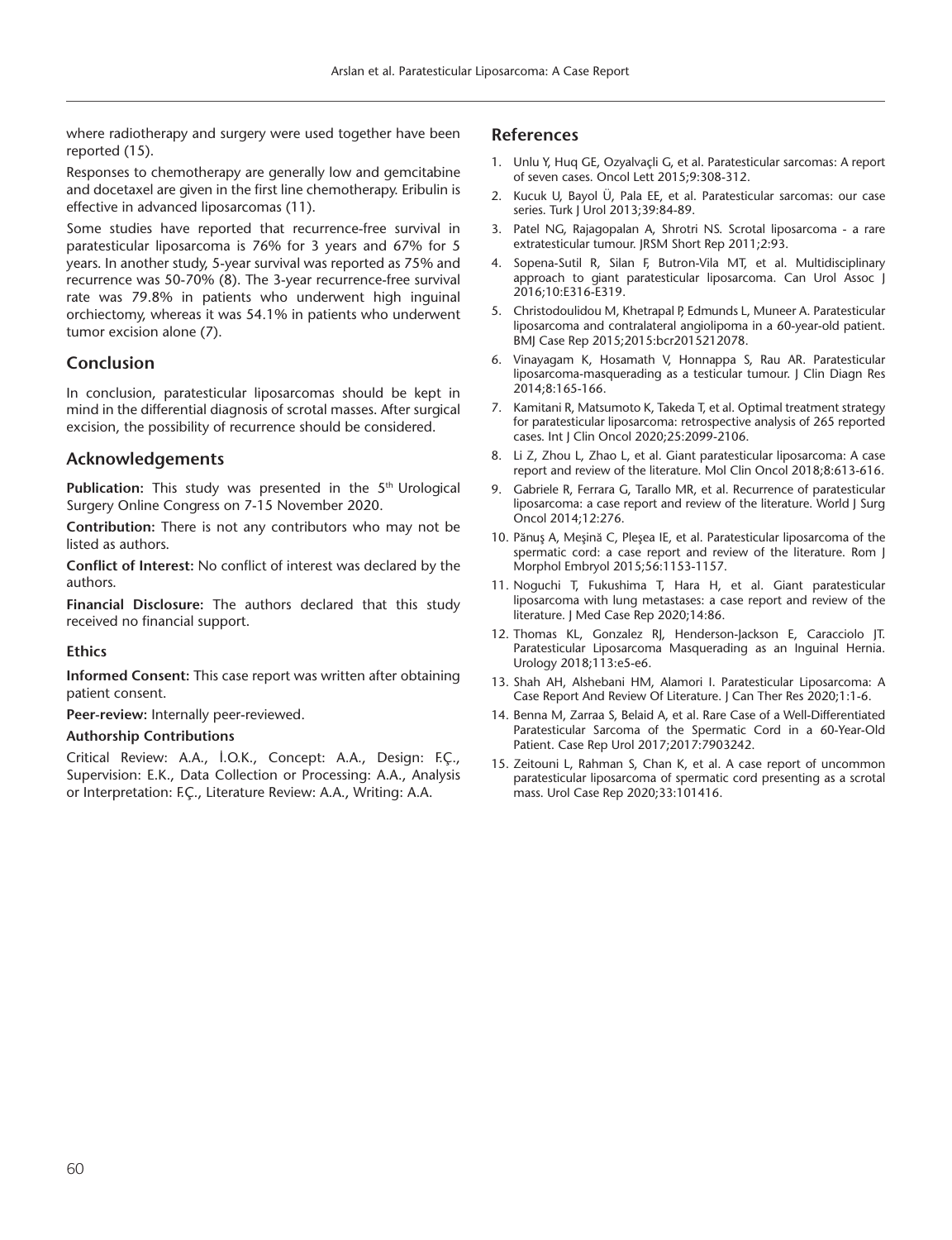where radiotherapy and surgery were used together have been reported (15).

Responses to chemotherapy are generally low and gemcitabine and docetaxel are given in the first line chemotherapy. Eribulin is effective in advanced liposarcomas (11).

Some studies have reported that recurrence-free survival in paratesticular liposarcoma is 76% for 3 years and 67% for 5 years. In another study, 5-year survival was reported as 75% and recurrence was 50-70% (8). The 3-year recurrence-free survival rate was 79.8% in patients who underwent high inguinal orchiectomy, whereas it was 54.1% in patients who underwent tumor excision alone (7).

## Conclusion

In conclusion, paratesticular liposarcomas should be kept in mind in the differential diagnosis of scrotal masses. After surgical excision, the possibility of recurrence should be considered.

## Acknowledgements

**Publication:** This study was presented in the 5th Urological Surgery Online Congress on 7-15 November 2020.

**Contribution:** There is not any contributors who may not be listed as authors.

**Conflict of Interest:** No conflict of interest was declared by the authors.

**Financial Disclosure:** The authors declared that this study received no financial support.

### Ethics

**Informed Consent:** This case report was written after obtaining patient consent.

**Peer-review:** Internally peer-reviewed.

**Authorship Contributions**

Critical Review: A.A., İ.O.K., Concept: A.A., Design: F.Ç., Supervision: E.K., Data Collection or Processing: A.A., Analysis or Interpretation: F.Ç., Literature Review: A.A., Writing: A.A.

## References

1. Unlu Y, Huq GE, Ozyalvaçli G, et al. Paratesticular sarcomas: A report of seven cases. Oncol Lett 2015;9:308-312.
2. Kucuk U, Bayol Ü, Pala EE, et al. Paratesticular sarcomas: our case series. Turk J Urol 2013;39:84-89.
3. Patel NG, Rajagopalan A, Shrotri NS. Scrotal liposarcoma - a rare extratesticular tumour. JRSM Short Rep 2011;2:93.
4. Sopena-Sutil R, Silan F, Butron-Vila MT, et al. Multidisciplinary approach to giant paratesticular liposarcoma. Can Urol Assoc J 2016;10:E316-E319.
5. Christodoulidou M, Khetrapal P, Edmunds L, Muneer A. Paratesticular liposarcoma and contralateral angiolipoma in a 60-year-old patient. BMJ Case Rep 2015;2015:bcr2015212078.
6. Vinayagam K, Hosamath V, Honnappa S, Rau AR. Paratesticular liposarcoma-masquerading as a testicular tumour. J Clin Diagn Res 2014;8:165-166.
7. Kamitani R, Matsumoto K, Takeda T, et al. Optimal treatment strategy for paratesticular liposarcoma: retrospective analysis of 265 reported cases. Int J Clin Oncol 2020;25:2099-2106.
8. Li Z, Zhou L, Zhao L, et al. Giant paratesticular liposarcoma: A case report and review of the literature. Mol Clin Oncol 2018;8:613-616.
9. Gabriele R, Ferrara G, Tarallo MR, et al. Recurrence of paratesticular liposarcoma: a case report and review of the literature. World J Surg Oncol 2014;12:276.
10. Pănuş A, Meşină C, Pleşea IE, et al. Paratesticular liposarcoma of the spermatic cord: a case report and review of the literature. Rom J Morphol Embryol 2015;56:1153-1157.
11. Noguchi T, Fukushima T, Hara H, et al. Giant paratesticular liposarcoma with lung metastases: a case report and review of the literature. J Med Case Rep 2020;14:86.
12. Thomas KL, Gonzalez RJ, Henderson-Jackson E, Caracciolo JT. Paratesticular Liposarcoma Masquerading as an Inguinal Hernia. Urology 2018;113:e5-e6.
13. Shah AH, Alshebani HM, Alamori I. Paratesticular Liposarcoma: A Case Report And Review Of Literature. J Can Ther Res 2020;1:1-6.
14. Benna M, Zarraa S, Belaid A, et al. Rare Case of a Well-Differentiated Paratesticular Sarcoma of the Spermatic Cord in a 60-Year-Old Patient. Case Rep Urol 2017;2017:7903242.
15. Zeitouni L, Rahman S, Chan K, et al. A case report of uncommon paratesticular liposarcoma of spermatic cord presenting as a scrotal mass. Urol Case Rep 2020;33:101416.